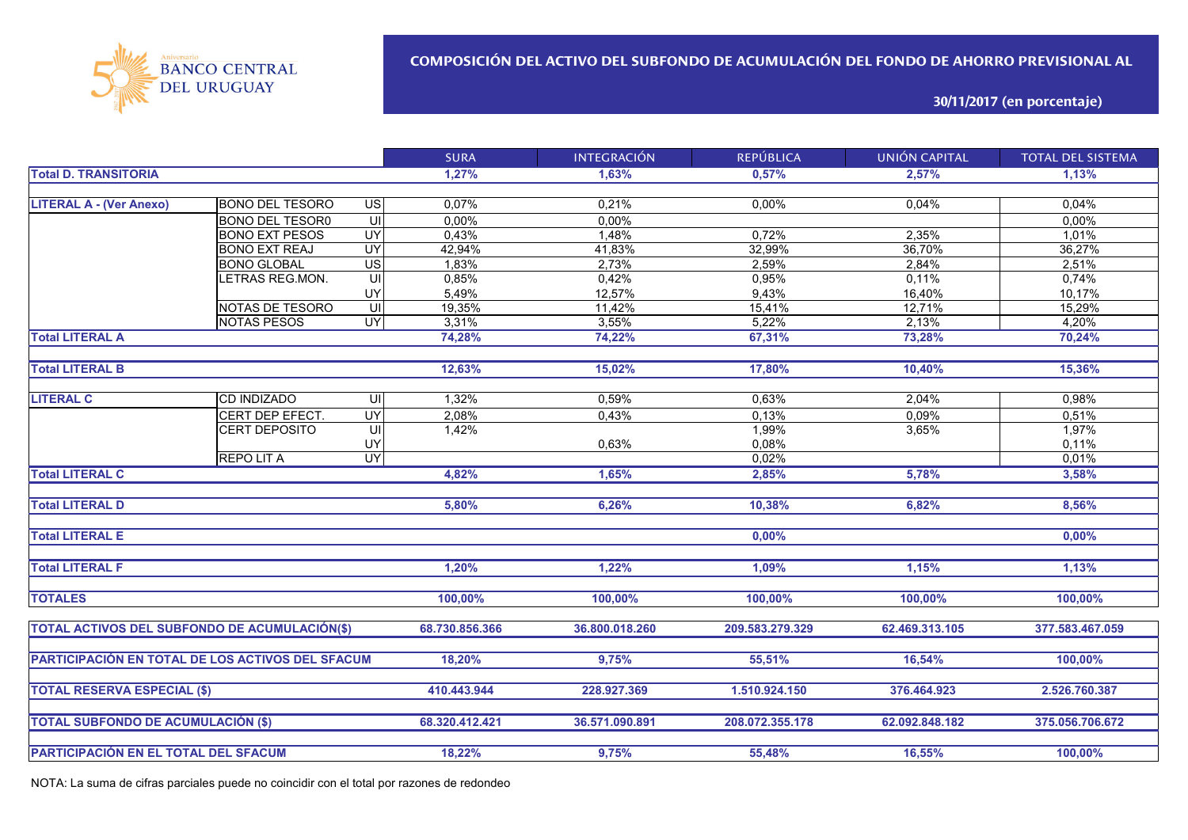BANCO CENTRAL DEL URUGUAY

## COMPOSICIÓN DEL ACTIVO DEL SUBFONDO DE ACUMULACIÓN DEL FONDO DE AHORRO PREVISIONAL AL 30/11/2017 (en porcentaje)

| | | | SURA | INTEGRACIÓN | REPÚBLICA | UNIÓN CAPITAL | TOTAL DEL SISTEMA |
|---|---|---|---|---|---|---|---|
| **Total D. TRANSITORIA** | | | **1,27%** | **1,63%** | **0,57%** | **2,57%** | **1,13%** |
| **LITERAL A - (Ver Anexo)** | BONO DEL TESORO | US | 0,07% | 0,21% | 0,00% | 0,04% | 0,04% |
| | BONO DEL TESOR0 | UI | 0,00% | 0,00% | | | 0,00% |
| | BONO EXT PESOS | UY | 0,43% | 1,48% | 0,72% | 2,35% | 1,01% |
| | BONO EXT REAJ | UY | 42,94% | 41,83% | 32,99% | 36,70% | 36,27% |
| | BONO GLOBAL | US | 1,83% | 2,73% | 2,59% | 2,84% | 2,51% |
| | LETRAS REG.MON. | UI | 0,85% | 0,42% | 0,95% | 0,11% | 0,74% |
| | | UY | 5,49% | 12,57% | 9,43% | 16,40% | 10,17% |
| | NOTAS DE TESORO | UI | 19,35% | 11,42% | 15,41% | 12,71% | 15,29% |
| | NOTAS PESOS | UY | 3,31% | 3,55% | 5,22% | 2,13% | 4,20% |
| **Total LITERAL A** | | | **74,28%** | **74,22%** | **67,31%** | **73,28%** | **70,24%** |
| **Total LITERAL B** | | | **12,63%** | **15,02%** | **17,80%** | **10,40%** | **15,36%** |
| **LITERAL C** | CD INDIZADO | UI | 1,32% | 0,59% | 0,63% | 2,04% | 0,98% |
| | CERT DEP EFECT. | UY | 2,08% | 0,43% | 0,13% | 0,09% | 0,51% |
| | CERT DEPOSITO | UI | 1,42% | | 1,99% | 3,65% | 1,97% |
| | | UY | | 0,63% | 0,08% | | 0,11% |
| | REPO LIT A | UY | | | 0,02% | | 0,01% |
| **Total LITERAL C** | | | **4,82%** | **1,65%** | **2,85%** | **5,78%** | **3,58%** |
| **Total LITERAL D** | | | **5,80%** | **6,26%** | **10,38%** | **6,82%** | **8,56%** |
| **Total LITERAL E** | | | | | **0,00%** | | **0,00%** |
| **Total LITERAL F** | | | **1,20%** | **1,22%** | **1,09%** | **1,15%** | **1,13%** |
| **TOTALES** | | | **100,00%** | **100,00%** | **100,00%** | **100,00%** | **100,00%** |
| **TOTAL ACTIVOS DEL SUBFONDO DE ACUMULACIÓN($)** | | | **68.730.856.366** | **36.800.018.260** | **209.583.279.329** | **62.469.313.105** | **377.583.467.059** |
| **PARTICIPACIÓN EN TOTAL DE LOS ACTIVOS DEL SFACUM** | | | **18,20%** | **9,75%** | **55,51%** | **16,54%** | **100,00%** |
| **TOTAL RESERVA ESPECIAL ($)** | | | **410.443.944** | **228.927.369** | **1.510.924.150** | **376.464.923** | **2.526.760.387** |
| **TOTAL SUBFONDO DE ACUMULACIÓN ($)** | | | **68.320.412.421** | **36.571.090.891** | **208.072.355.178** | **62.092.848.182** | **375.056.706.672** |
| **PARTICIPACIÓN EN EL TOTAL DEL SFACUM** | | | **18,22%** | **9,75%** | **55,48%** | **16,55%** | **100,00%** |

NOTA: La suma de cifras parciales puede no coincidir con el total por razones de redondeo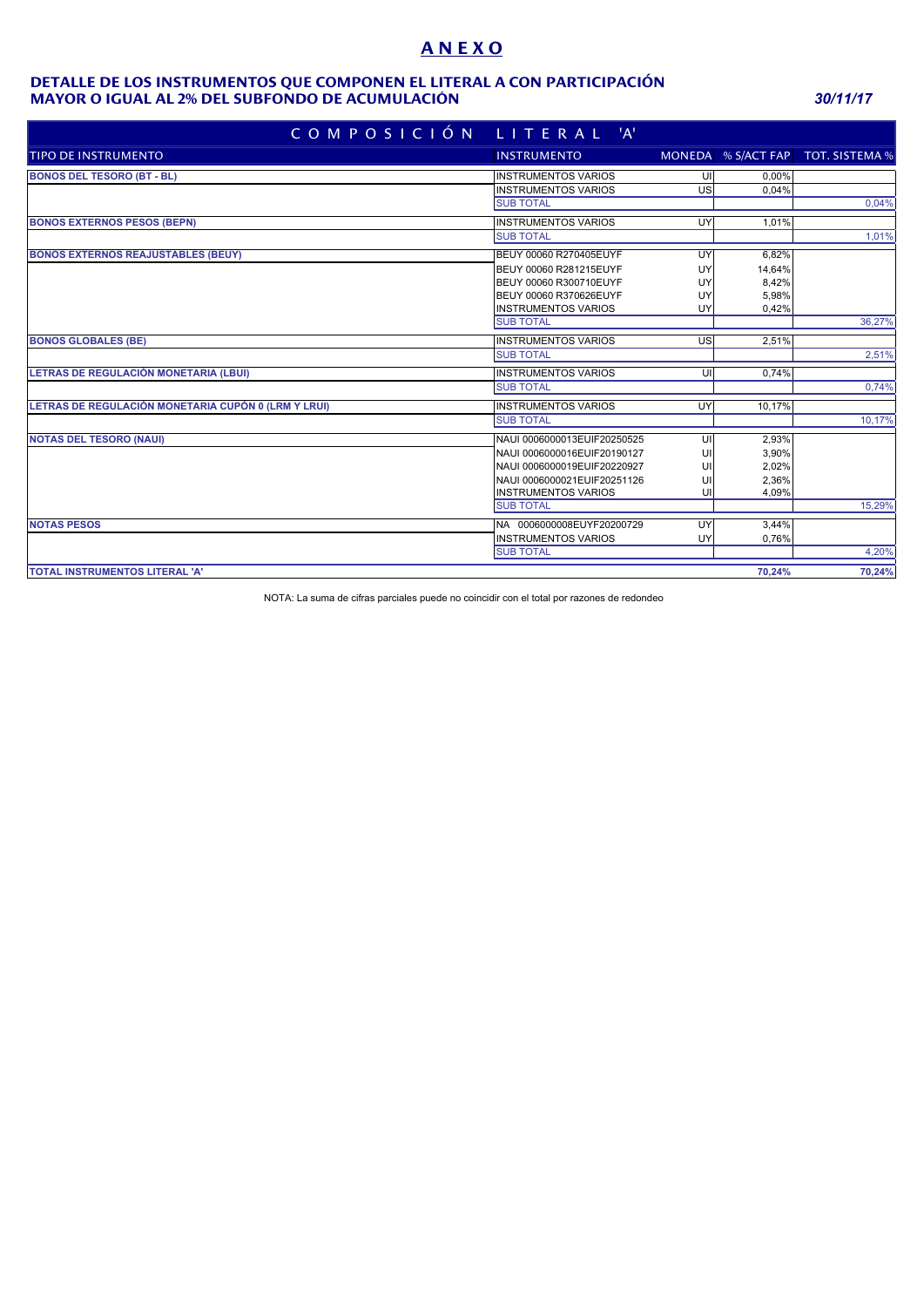# ANEXO

## DETALLE DE LOS INSTRUMENTOS QUE COMPONEN EL LITERAL A CON PARTICIPACIÓN MAYOR O IGUAL AL 2% DEL SUBFONDO DE ACUMULACIÓN

*30/11/17*

| COMPOSICIÓN LITERAL 'A' | | | | |
|---|---|---|---|---|
| **TIPO DE INSTRUMENTO** | **INSTRUMENTO** | **MONEDA** | **% S/ACT FAP** | **TOT. SISTEMA %** |
| **BONOS DEL TESORO (BT - BL)** | INSTRUMENTOS VARIOS | UI | 0,00% | |
| | INSTRUMENTOS VARIOS | US | 0,04% | |
| | SUB TOTAL | | | 0,04% |
| **BONOS EXTERNOS PESOS (BEPN)** | INSTRUMENTOS VARIOS | UY | 1,01% | |
| | SUB TOTAL | | | 1,01% |
| **BONOS EXTERNOS REAJUSTABLES (BEUY)** | BEUY 00060 R270405EUYF | UY | 6,82% | |
| | BEUY 00060 R281215EUYF | UY | 14,64% | |
| | BEUY 00060 R300710EUYF | UY | 8,42% | |
| | BEUY 00060 R370626EUYF | UY | 5,98% | |
| | INSTRUMENTOS VARIOS | UY | 0,42% | |
| | SUB TOTAL | | | 36,27% |
| **BONOS GLOBALES (BE)** | INSTRUMENTOS VARIOS | US | 2,51% | |
| | SUB TOTAL | | | 2,51% |
| **LETRAS DE REGULACIÓN MONETARIA (LBUI)** | INSTRUMENTOS VARIOS | UI | 0,74% | |
| | SUB TOTAL | | | 0,74% |
| **LETRAS DE REGULACIÓN MONETARIA CUPÓN 0 (LRM Y LRUI)** | INSTRUMENTOS VARIOS | UY | 10,17% | |
| | SUB TOTAL | | | 10,17% |
| **NOTAS DEL TESORO (NAUI)** | NAUI 0006000013EUIF20250525 | UI | 2,93% | |
| | NAUI 0006000016EUIF20190127 | UI | 3,90% | |
| | NAUI 0006000019EUIF20220927 | UI | 2,02% | |
| | NAUI 0006000021EUIF20251126 | UI | 2,36% | |
| | INSTRUMENTOS VARIOS | UI | 4,09% | |
| | SUB TOTAL | | | 15,29% |
| **NOTAS PESOS** | NA 0006000008EUYF20200729 | UY | 3,44% | |
| | INSTRUMENTOS VARIOS | UY | 0,76% | |
| | SUB TOTAL | | | 4,20% |
| **TOTAL INSTRUMENTOS LITERAL 'A'** | | | **70,24%** | **70,24%** |

NOTA: La suma de cifras parciales puede no coincidir con el total por razones de redondeo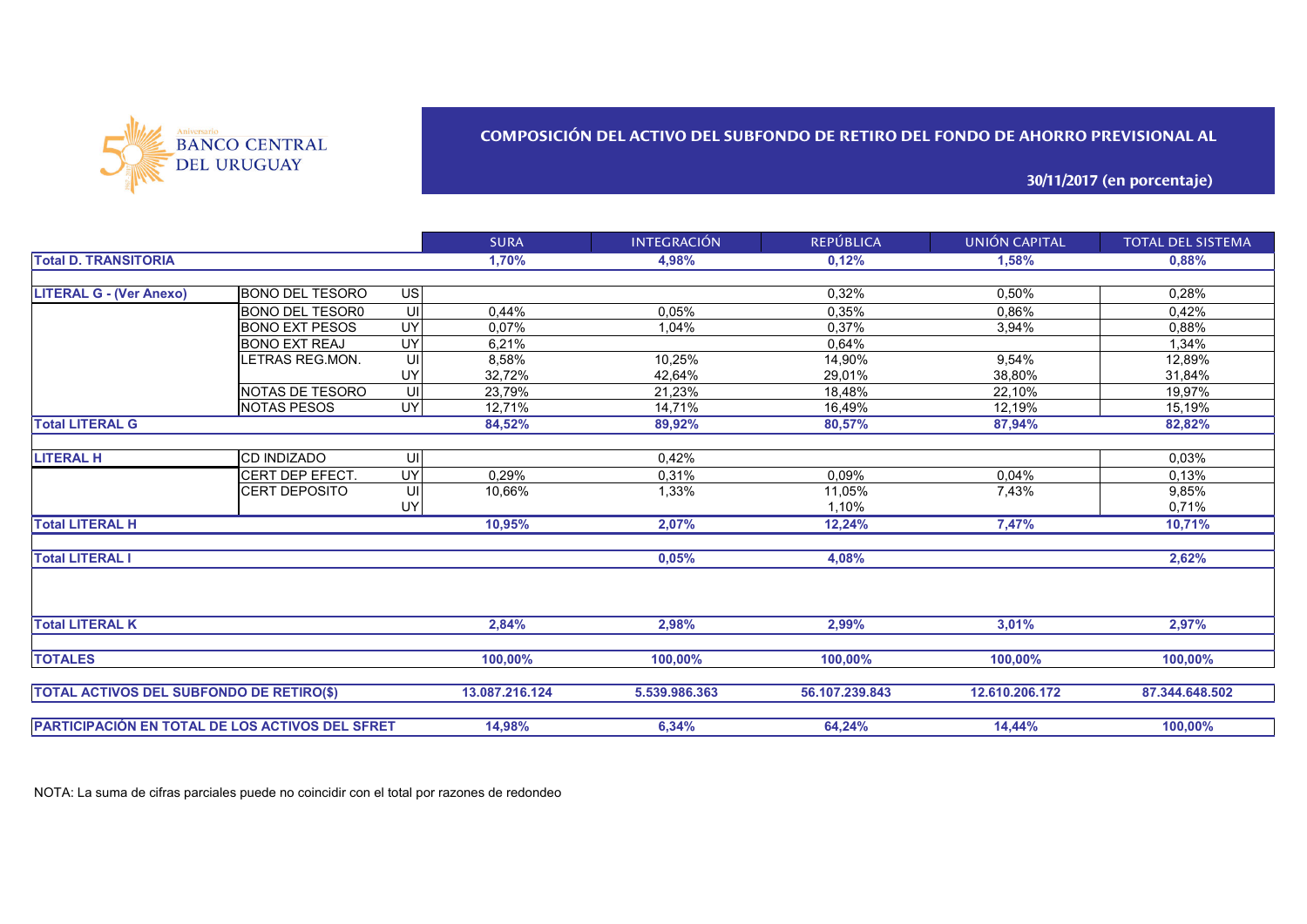BANCO CENTRAL DEL URUGUAY

## COMPOSICIÓN DEL ACTIVO DEL SUBFONDO DE RETIRO DEL FONDO DE AHORRO PREVISIONAL AL

**30/11/2017 (en porcentaje)**

| | | | SURA | INTEGRACIÓN | REPÚBLICA | UNIÓN CAPITAL | TOTAL DEL SISTEMA |
|---|---|---|---|---|---|---|---|
| **Total D. TRANSITORIA** | | | **1,70%** | **4,98%** | **0,12%** | **1,58%** | **0,88%** |
| **LITERAL G - (Ver Anexo)** | BONO DEL TESORO | US | | | 0,32% | 0,50% | 0,28% |
| | BONO DEL TESOR0 | UI | 0,44% | 0,05% | 0,35% | 0,86% | 0,42% |
| | BONO EXT PESOS | UY | 0,07% | 1,04% | 0,37% | 3,94% | 0,88% |
| | BONO EXT REAJ | UY | 6,21% | | 0,64% | | 1,34% |
| | LETRAS REG.MON. | UI | 8,58% | 10,25% | 14,90% | 9,54% | 12,89% |
| | | UY | 32,72% | 42,64% | 29,01% | 38,80% | 31,84% |
| | NOTAS DE TESORO | UI | 23,79% | 21,23% | 18,48% | 22,10% | 19,97% |
| | NOTAS PESOS | UY | 12,71% | 14,71% | 16,49% | 12,19% | 15,19% |
| **Total LITERAL G** | | | **84,52%** | **89,92%** | **80,57%** | **87,94%** | **82,82%** |
| **LITERAL H** | CD INDIZADO | UI | | 0,42% | | | 0,03% |
| | CERT DEP EFECT. | UY | 0,29% | 0,31% | 0,09% | 0,04% | 0,13% |
| | CERT DEPOSITO | UI | 10,66% | 1,33% | 11,05% | 7,43% | 9,85% |
| | | UY | | | 1,10% | | 0,71% |
| **Total LITERAL H** | | | **10,95%** | **2,07%** | **12,24%** | **7,47%** | **10,71%** |
| **Total LITERAL I** | | | | **0,05%** | **4,08%** | | **2,62%** |
| **Total LITERAL K** | | | **2,84%** | **2,98%** | **2,99%** | **3,01%** | **2,97%** |
| **TOTALES** | | | **100,00%** | **100,00%** | **100,00%** | **100,00%** | **100,00%** |
| **TOTAL ACTIVOS DEL SUBFONDO DE RETIRO($)** | | | **13.087.216.124** | **5.539.986.363** | **56.107.239.843** | **12.610.206.172** | **87.344.648.502** |
| **PARTICIPACIÓN EN TOTAL DE LOS ACTIVOS DEL SFRET** | | | **14,98%** | **6,34%** | **64,24%** | **14,44%** | **100,00%** |

NOTA: La suma de cifras parciales puede no coincidir con el total por razones de redondeo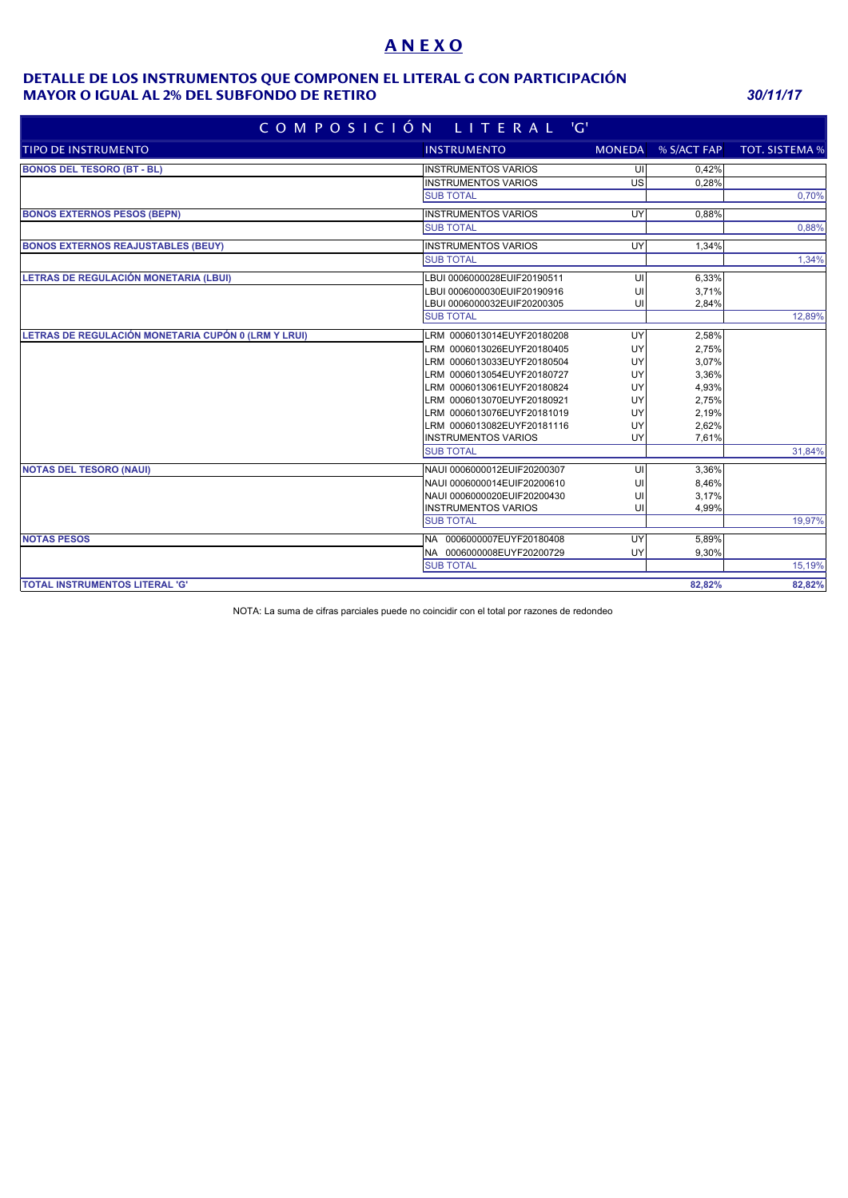# ANEXO

## DETALLE DE LOS INSTRUMENTOS QUE COMPONEN EL LITERAL G CON PARTICIPACIÓN MAYOR O IGUAL AL 2% DEL SUBFONDO DE RETIRO

*30/11/17*

| COMPOSICIÓN LITERAL 'G' | | | | |
|---|---|---|---|---|
| **TIPO DE INSTRUMENTO** | **INSTRUMENTO** | **MONEDA** | **% S/ACT FAP** | **TOT. SISTEMA %** |
| **BONOS DEL TESORO (BT - BL)** | INSTRUMENTOS VARIOS | UI | 0,42% | |
| | INSTRUMENTOS VARIOS | US | 0,28% | |
| | SUB TOTAL | | | 0,70% |
| **BONOS EXTERNOS PESOS (BEPN)** | INSTRUMENTOS VARIOS | UY | 0,88% | |
| | SUB TOTAL | | | 0,88% |
| **BONOS EXTERNOS REAJUSTABLES (BEUY)** | INSTRUMENTOS VARIOS | UY | 1,34% | |
| | SUB TOTAL | | | 1,34% |
| **LETRAS DE REGULACIÓN MONETARIA (LBUI)** | LBUI 0006000028EUIF20190511 | UI | 6,33% | |
| | LBUI 0006000030EUIF20190916 | UI | 3,71% | |
| | LBUI 0006000032EUIF20200305 | UI | 2,84% | |
| | SUB TOTAL | | | 12,89% |
| **LETRAS DE REGULACIÓN MONETARIA CUPÓN 0 (LRM Y LRUI)** | LRM 0006013014EUYF20180208 | UY | 2,58% | |
| | LRM 0006013026EUYF20180405 | UY | 2,75% | |
| | LRM 0006013033EUYF20180504 | UY | 3,07% | |
| | LRM 0006013054EUYF20180727 | UY | 3,36% | |
| | LRM 0006013061EUYF20180824 | UY | 4,93% | |
| | LRM 0006013070EUYF20180921 | UY | 2,75% | |
| | LRM 0006013076EUYF20181019 | UY | 2,19% | |
| | LRM 0006013082EUYF20181116 | UY | 2,62% | |
| | INSTRUMENTOS VARIOS | UY | 7,61% | |
| | SUB TOTAL | | | 31,84% |
| **NOTAS DEL TESORO (NAUI)** | NAUI 0006000012EUIF20200307 | UI | 3,36% | |
| | NAUI 0006000014EUIF20200610 | UI | 8,46% | |
| | NAUI 0006000020EUIF20200430 | UI | 3,17% | |
| | INSTRUMENTOS VARIOS | UI | 4,99% | |
| | SUB TOTAL | | | 19,97% |
| **NOTAS PESOS** | NA 0006000007EUYF20180408 | UY | 5,89% | |
| | NA 0006000008EUYF20200729 | UY | 9,30% | |
| | SUB TOTAL | | | 15,19% |
| **TOTAL INSTRUMENTOS LITERAL 'G'** | | | **82,82%** | **82,82%** |

NOTA: La suma de cifras parciales puede no coincidir con el total por razones de redondeo